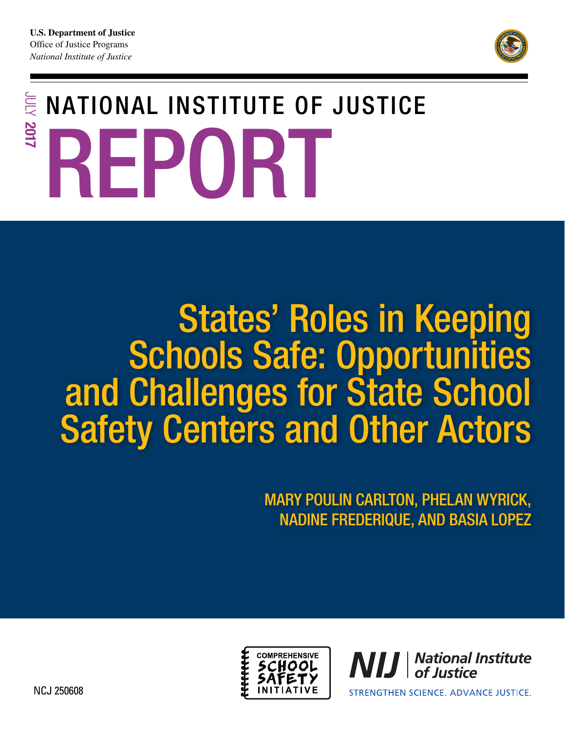**U.S. Department of Justice**
Office of Justice Programs
*National Institute of Justice*

JULY **2017**

# NATIONAL INSTITUTE OF JUSTICE REPORT

# States' Roles in Keeping Schools Safe: Opportunities and Challenges for State School Safety Centers and Other Actors

MARY POULIN CARLTON, PHELAN WYRICK, NADINE FREDERIQUE, AND BASIA LOPEZ

NCJ 250608

COMPREHENSIVE SCHOOL SAFETY INITIATIVE

NIJ | National Institute of Justice

STRENGTHEN SCIENCE. ADVANCE JUSTICE.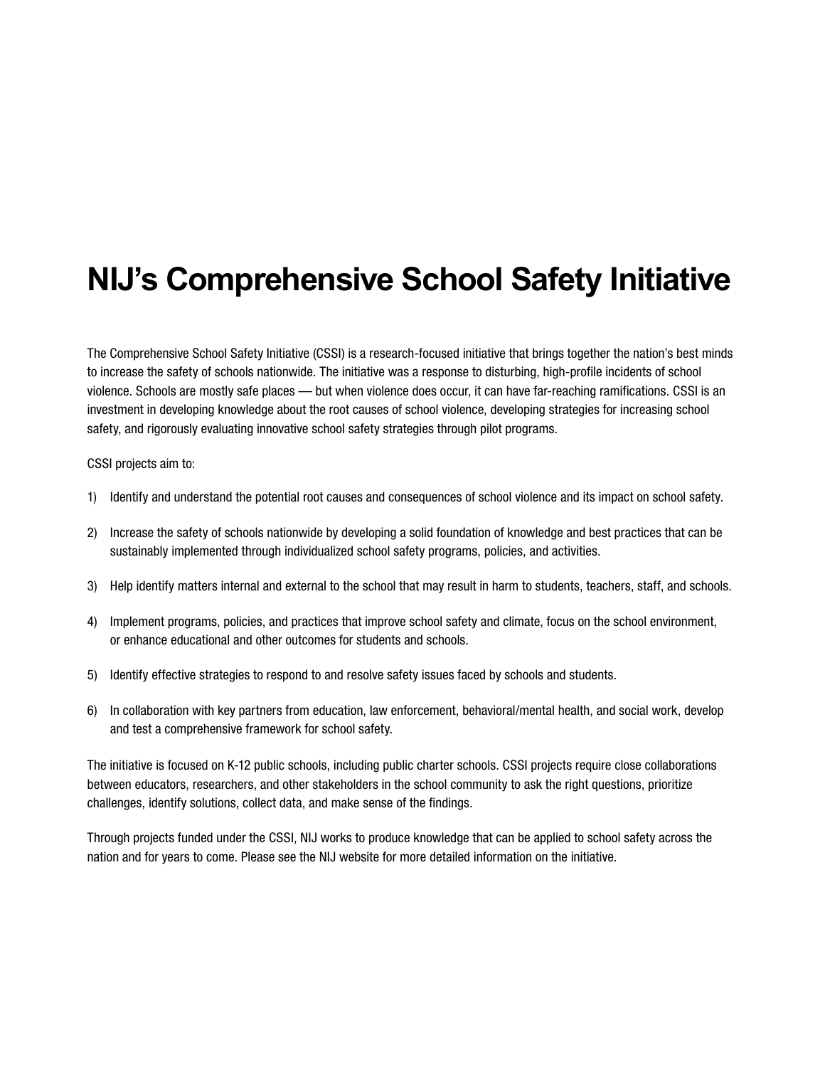# NIJ's Comprehensive School Safety Initiative

The Comprehensive School Safety Initiative (CSSI) is a research-focused initiative that brings together the nation's best minds to increase the safety of schools nationwide. The initiative was a response to disturbing, high-profile incidents of school violence. Schools are mostly safe places — but when violence does occur, it can have far-reaching ramifications. CSSI is an investment in developing knowledge about the root causes of school violence, developing strategies for increasing school safety, and rigorously evaluating innovative school safety strategies through pilot programs.

CSSI projects aim to:

1) Identify and understand the potential root causes and consequences of school violence and its impact on school safety.

2) Increase the safety of schools nationwide by developing a solid foundation of knowledge and best practices that can be sustainably implemented through individualized school safety programs, policies, and activities.

3) Help identify matters internal and external to the school that may result in harm to students, teachers, staff, and schools.

4) Implement programs, policies, and practices that improve school safety and climate, focus on the school environment, or enhance educational and other outcomes for students and schools.

5) Identify effective strategies to respond to and resolve safety issues faced by schools and students.

6) In collaboration with key partners from education, law enforcement, behavioral/mental health, and social work, develop and test a comprehensive framework for school safety.

The initiative is focused on K-12 public schools, including public charter schools. CSSI projects require close collaborations between educators, researchers, and other stakeholders in the school community to ask the right questions, prioritize challenges, identify solutions, collect data, and make sense of the findings.

Through projects funded under the CSSI, NIJ works to produce knowledge that can be applied to school safety across the nation and for years to come. Please see the NIJ website for more detailed information on the initiative.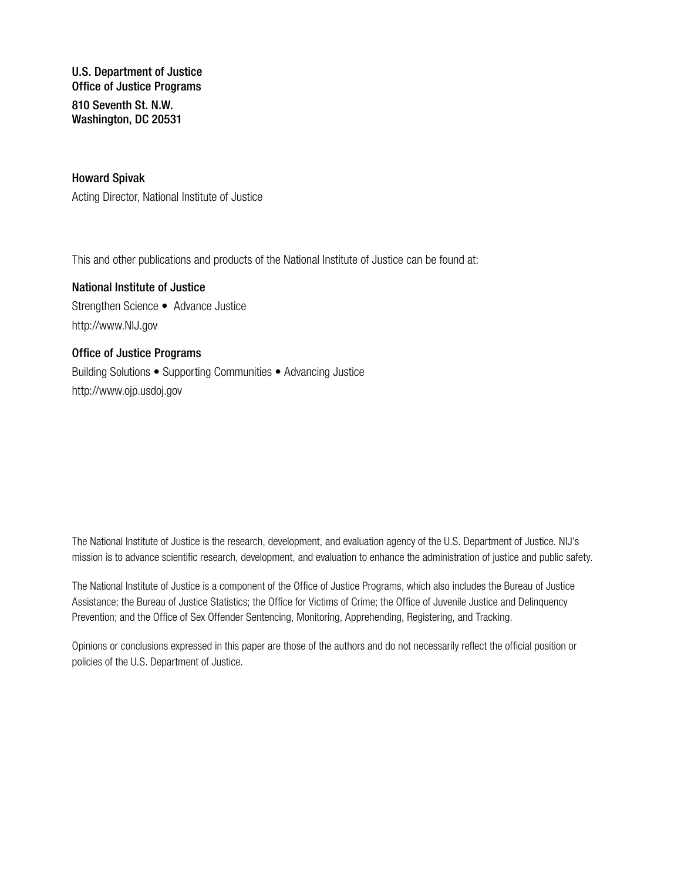**U.S. Department of Justice**
**Office of Justice Programs**

**810 Seventh St. N.W.**
**Washington, DC 20531**

**Howard Spivak**

Acting Director, National Institute of Justice

This and other publications and products of the National Institute of Justice can be found at:

**National Institute of Justice**

Strengthen Science • Advance Justice

http://www.NIJ.gov

**Office of Justice Programs**

Building Solutions • Supporting Communities • Advancing Justice

http://www.ojp.usdoj.gov

The National Institute of Justice is the research, development, and evaluation agency of the U.S. Department of Justice. NIJ's mission is to advance scientific research, development, and evaluation to enhance the administration of justice and public safety.

The National Institute of Justice is a component of the Office of Justice Programs, which also includes the Bureau of Justice Assistance; the Bureau of Justice Statistics; the Office for Victims of Crime; the Office of Juvenile Justice and Delinquency Prevention; and the Office of Sex Offender Sentencing, Monitoring, Apprehending, Registering, and Tracking.

Opinions or conclusions expressed in this paper are those of the authors and do not necessarily reflect the official position or policies of the U.S. Department of Justice.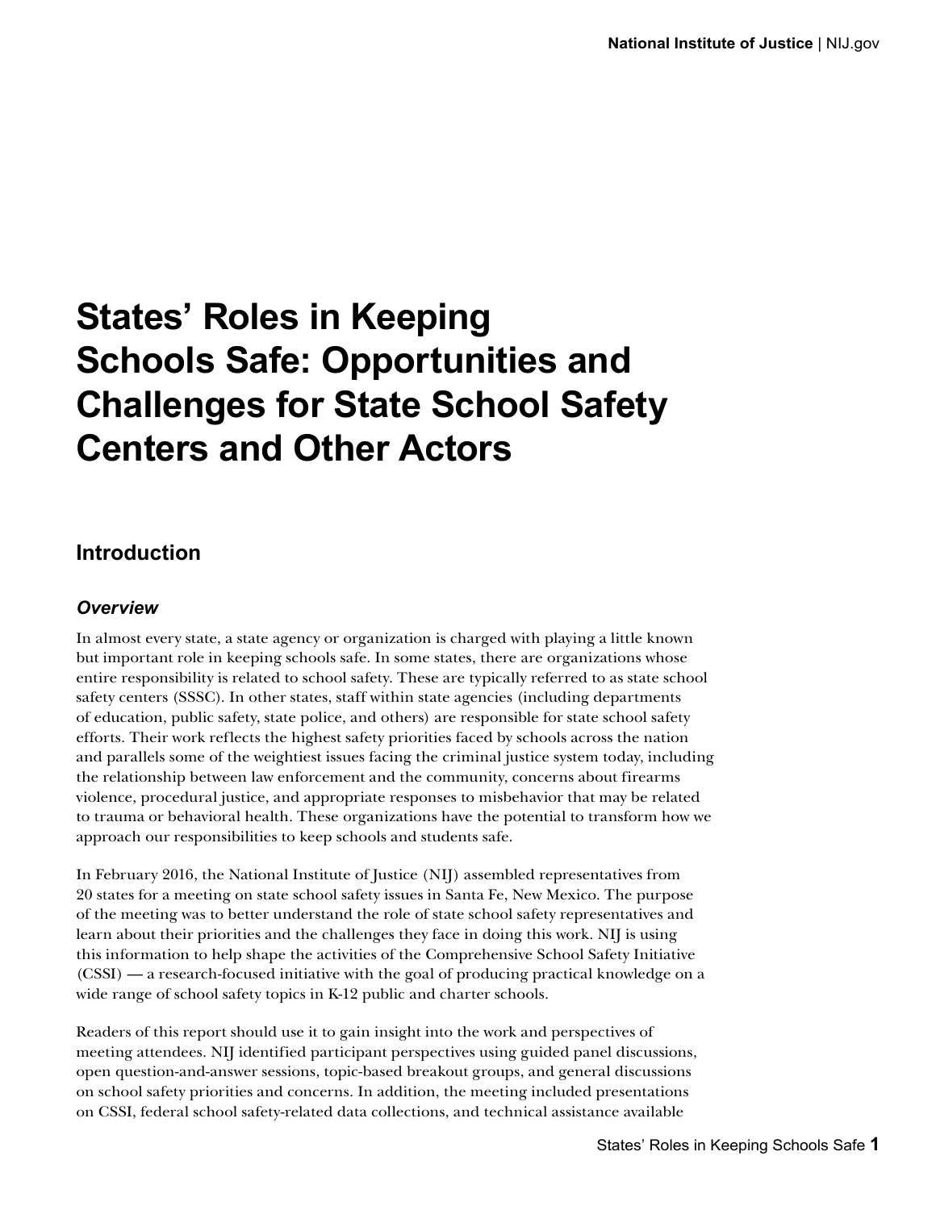# States' Roles in Keeping Schools Safe: Opportunities and Challenges for State School Safety Centers and Other Actors

## Introduction

### *Overview*

In almost every state, a state agency or organization is charged with playing a little known but important role in keeping schools safe. In some states, there are organizations whose entire responsibility is related to school safety. These are typically referred to as state school safety centers (SSSC). In other states, staff within state agencies (including departments of education, public safety, state police, and others) are responsible for state school safety efforts. Their work reflects the highest safety priorities faced by schools across the nation and parallels some of the weightiest issues facing the criminal justice system today, including the relationship between law enforcement and the community, concerns about firearms violence, procedural justice, and appropriate responses to misbehavior that may be related to trauma or behavioral health. These organizations have the potential to transform how we approach our responsibilities to keep schools and students safe.

In February 2016, the National Institute of Justice (NIJ) assembled representatives from 20 states for a meeting on state school safety issues in Santa Fe, New Mexico. The purpose of the meeting was to better understand the role of state school safety representatives and learn about their priorities and the challenges they face in doing this work. NIJ is using this information to help shape the activities of the Comprehensive School Safety Initiative (CSSI) — a research-focused initiative with the goal of producing practical knowledge on a wide range of school safety topics in K-12 public and charter schools.

Readers of this report should use it to gain insight into the work and perspectives of meeting attendees. NIJ identified participant perspectives using guided panel discussions, open question-and-answer sessions, topic-based breakout groups, and general discussions on school safety priorities and concerns. In addition, the meeting included presentations on CSSI, federal school safety-related data collections, and technical assistance available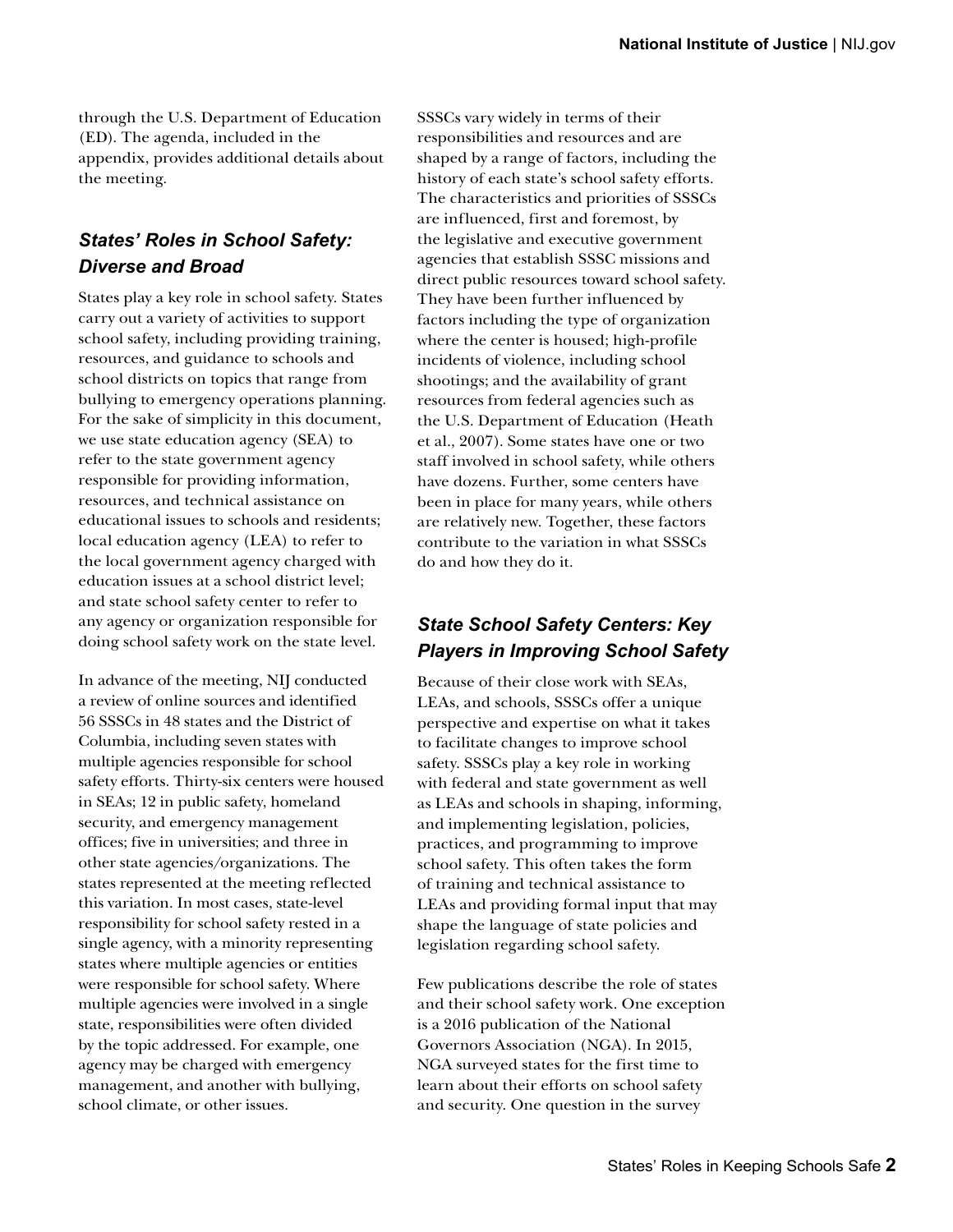through the U.S. Department of Education (ED). The agenda, included in the appendix, provides additional details about the meeting.

## *States' Roles in School Safety: Diverse and Broad*

States play a key role in school safety. States carry out a variety of activities to support school safety, including providing training, resources, and guidance to schools and school districts on topics that range from bullying to emergency operations planning. For the sake of simplicity in this document, we use state education agency (SEA) to refer to the state government agency responsible for providing information, resources, and technical assistance on educational issues to schools and residents; local education agency (LEA) to refer to the local government agency charged with education issues at a school district level; and state school safety center to refer to any agency or organization responsible for doing school safety work on the state level.

In advance of the meeting, NIJ conducted a review of online sources and identified 56 SSSCs in 48 states and the District of Columbia, including seven states with multiple agencies responsible for school safety efforts. Thirty-six centers were housed in SEAs; 12 in public safety, homeland security, and emergency management offices; five in universities; and three in other state agencies/organizations. The states represented at the meeting reflected this variation. In most cases, state-level responsibility for school safety rested in a single agency, with a minority representing states where multiple agencies or entities were responsible for school safety. Where multiple agencies were involved in a single state, responsibilities were often divided by the topic addressed. For example, one agency may be charged with emergency management, and another with bullying, school climate, or other issues.

SSSCs vary widely in terms of their responsibilities and resources and are shaped by a range of factors, including the history of each state's school safety efforts. The characteristics and priorities of SSSCs are influenced, first and foremost, by the legislative and executive government agencies that establish SSSC missions and direct public resources toward school safety. They have been further influenced by factors including the type of organization where the center is housed; high-profile incidents of violence, including school shootings; and the availability of grant resources from federal agencies such as the U.S. Department of Education (Heath et al., 2007). Some states have one or two staff involved in school safety, while others have dozens. Further, some centers have been in place for many years, while others are relatively new. Together, these factors contribute to the variation in what SSSCs do and how they do it.

## *State School Safety Centers: Key Players in Improving School Safety*

Because of their close work with SEAs, LEAs, and schools, SSSCs offer a unique perspective and expertise on what it takes to facilitate changes to improve school safety. SSSCs play a key role in working with federal and state government as well as LEAs and schools in shaping, informing, and implementing legislation, policies, practices, and programming to improve school safety. This often takes the form of training and technical assistance to LEAs and providing formal input that may shape the language of state policies and legislation regarding school safety.

Few publications describe the role of states and their school safety work. One exception is a 2016 publication of the National Governors Association (NGA). In 2015, NGA surveyed states for the first time to learn about their efforts on school safety and security. One question in the survey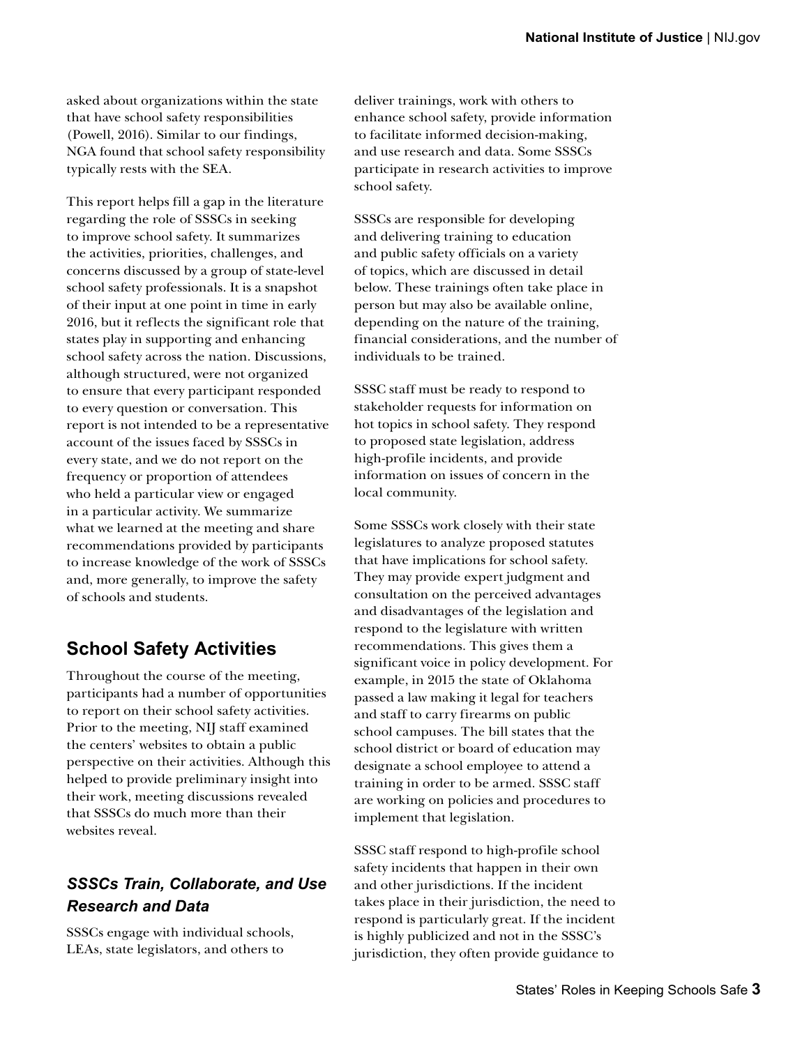asked about organizations within the state that have school safety responsibilities (Powell, 2016). Similar to our findings, NGA found that school safety responsibility typically rests with the SEA.

This report helps fill a gap in the literature regarding the role of SSSCs in seeking to improve school safety. It summarizes the activities, priorities, challenges, and concerns discussed by a group of state-level school safety professionals. It is a snapshot of their input at one point in time in early 2016, but it reflects the significant role that states play in supporting and enhancing school safety across the nation. Discussions, although structured, were not organized to ensure that every participant responded to every question or conversation. This report is not intended to be a representative account of the issues faced by SSSCs in every state, and we do not report on the frequency or proportion of attendees who held a particular view or engaged in a particular activity. We summarize what we learned at the meeting and share recommendations provided by participants to increase knowledge of the work of SSSCs and, more generally, to improve the safety of schools and students.

## School Safety Activities

Throughout the course of the meeting, participants had a number of opportunities to report on their school safety activities. Prior to the meeting, NIJ staff examined the centers' websites to obtain a public perspective on their activities. Although this helped to provide preliminary insight into their work, meeting discussions revealed that SSSCs do much more than their websites reveal.

### *SSSCs Train, Collaborate, and Use Research and Data*

SSSCs engage with individual schools, LEAs, state legislators, and others to deliver trainings, work with others to enhance school safety, provide information to facilitate informed decision-making, and use research and data. Some SSSCs participate in research activities to improve school safety.

SSSCs are responsible for developing and delivering training to education and public safety officials on a variety of topics, which are discussed in detail below. These trainings often take place in person but may also be available online, depending on the nature of the training, financial considerations, and the number of individuals to be trained.

SSSC staff must be ready to respond to stakeholder requests for information on hot topics in school safety. They respond to proposed state legislation, address high-profile incidents, and provide information on issues of concern in the local community.

Some SSSCs work closely with their state legislatures to analyze proposed statutes that have implications for school safety. They may provide expert judgment and consultation on the perceived advantages and disadvantages of the legislation and respond to the legislature with written recommendations. This gives them a significant voice in policy development. For example, in 2015 the state of Oklahoma passed a law making it legal for teachers and staff to carry firearms on public school campuses. The bill states that the school district or board of education may designate a school employee to attend a training in order to be armed. SSSC staff are working on policies and procedures to implement that legislation.

SSSC staff respond to high-profile school safety incidents that happen in their own and other jurisdictions. If the incident takes place in their jurisdiction, the need to respond is particularly great. If the incident is highly publicized and not in the SSSC's jurisdiction, they often provide guidance to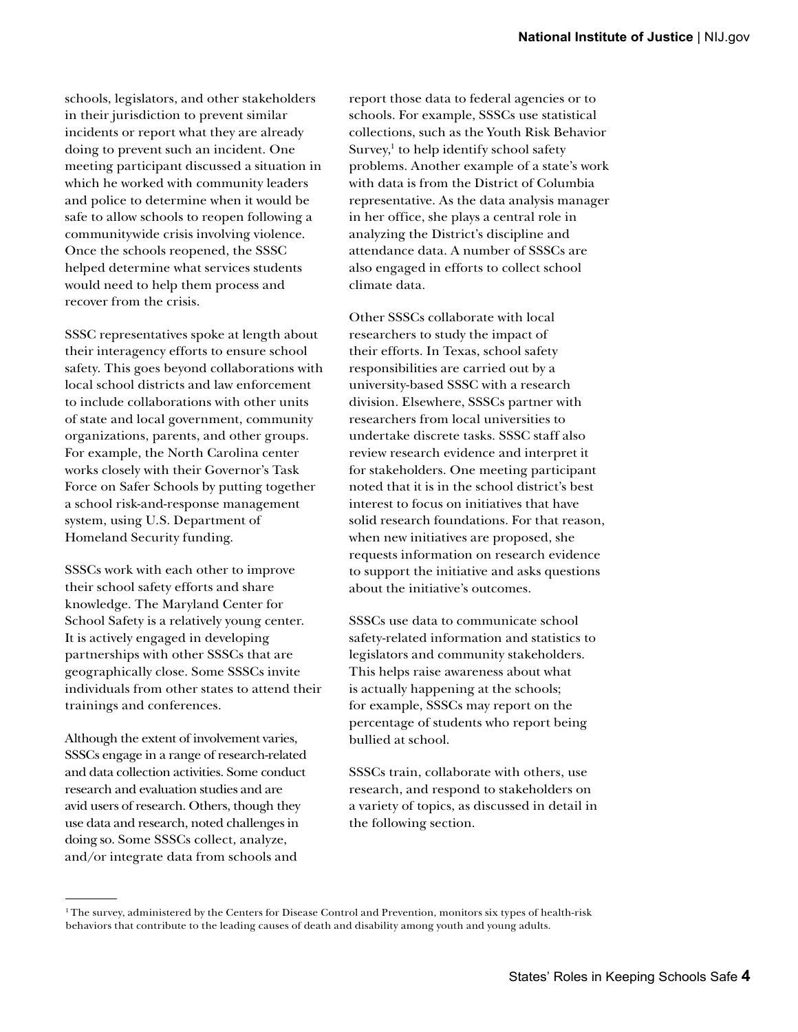schools, legislators, and other stakeholders in their jurisdiction to prevent similar incidents or report what they are already doing to prevent such an incident. One meeting participant discussed a situation in which he worked with community leaders and police to determine when it would be safe to allow schools to reopen following a communitywide crisis involving violence. Once the schools reopened, the SSSC helped determine what services students would need to help them process and recover from the crisis.

SSSC representatives spoke at length about their interagency efforts to ensure school safety. This goes beyond collaborations with local school districts and law enforcement to include collaborations with other units of state and local government, community organizations, parents, and other groups. For example, the North Carolina center works closely with their Governor's Task Force on Safer Schools by putting together a school risk-and-response management system, using U.S. Department of Homeland Security funding.

SSSCs work with each other to improve their school safety efforts and share knowledge. The Maryland Center for School Safety is a relatively young center. It is actively engaged in developing partnerships with other SSSCs that are geographically close. Some SSSCs invite individuals from other states to attend their trainings and conferences.

Although the extent of involvement varies, SSSCs engage in a range of research-related and data collection activities. Some conduct research and evaluation studies and are avid users of research. Others, though they use data and research, noted challenges in doing so. Some SSSCs collect, analyze, and/or integrate data from schools and report those data to federal agencies or to schools. For example, SSSCs use statistical collections, such as the Youth Risk Behavior Survey,[1] to help identify school safety problems. Another example of a state's work with data is from the District of Columbia representative. As the data analysis manager in her office, she plays a central role in analyzing the District's discipline and attendance data. A number of SSSCs are also engaged in efforts to collect school climate data.

Other SSSCs collaborate with local researchers to study the impact of their efforts. In Texas, school safety responsibilities are carried out by a university-based SSSC with a research division. Elsewhere, SSSCs partner with researchers from local universities to undertake discrete tasks. SSSC staff also review research evidence and interpret it for stakeholders. One meeting participant noted that it is in the school district's best interest to focus on initiatives that have solid research foundations. For that reason, when new initiatives are proposed, she requests information on research evidence to support the initiative and asks questions about the initiative's outcomes.

SSSCs use data to communicate school safety-related information and statistics to legislators and community stakeholders. This helps raise awareness about what is actually happening at the schools; for example, SSSCs may report on the percentage of students who report being bullied at school.

SSSCs train, collaborate with others, use research, and respond to stakeholders on a variety of topics, as discussed in detail in the following section.

---

[1] The survey, administered by the Centers for Disease Control and Prevention, monitors six types of health-risk behaviors that contribute to the leading causes of death and disability among youth and young adults.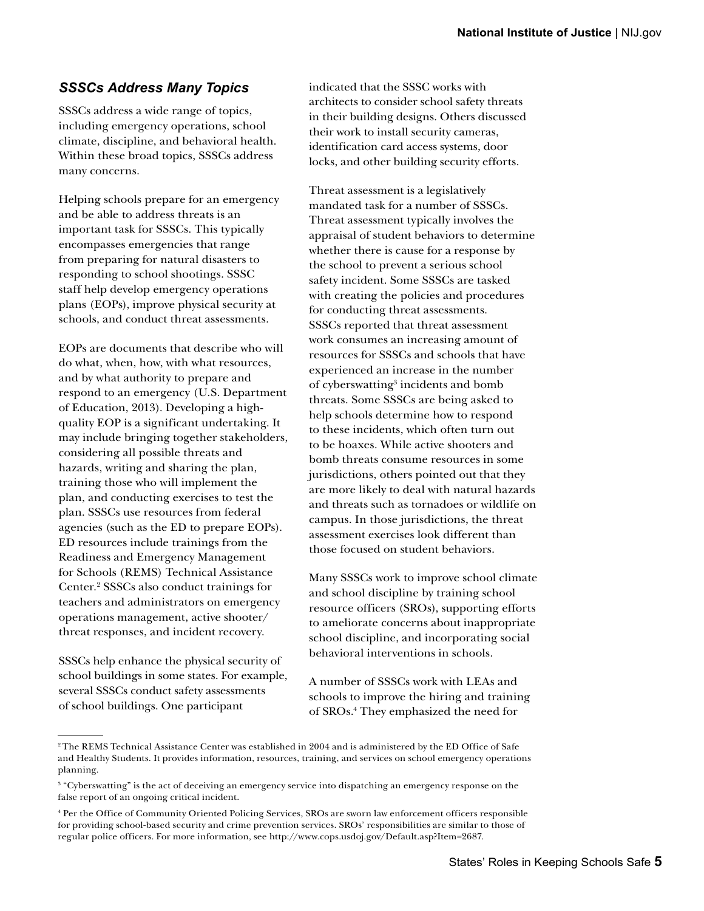### *SSSCs Address Many Topics*

SSSCs address a wide range of topics, including emergency operations, school climate, discipline, and behavioral health. Within these broad topics, SSSCs address many concerns.

Helping schools prepare for an emergency and be able to address threats is an important task for SSSCs. This typically encompasses emergencies that range from preparing for natural disasters to responding to school shootings. SSSC staff help develop emergency operations plans (EOPs), improve physical security at schools, and conduct threat assessments.

EOPs are documents that describe who will do what, when, how, with what resources, and by what authority to prepare and respond to an emergency (U.S. Department of Education, 2013). Developing a high-quality EOP is a significant undertaking. It may include bringing together stakeholders, considering all possible threats and hazards, writing and sharing the plan, training those who will implement the plan, and conducting exercises to test the plan. SSSCs use resources from federal agencies (such as the ED to prepare EOPs). ED resources include trainings from the Readiness and Emergency Management for Schools (REMS) Technical Assistance Center.[2] SSSCs also conduct trainings for teachers and administrators on emergency operations management, active shooter/threat responses, and incident recovery.

SSSCs help enhance the physical security of school buildings in some states. For example, several SSSCs conduct safety assessments of school buildings. One participant indicated that the SSSC works with architects to consider school safety threats in their building designs. Others discussed their work to install security cameras, identification card access systems, door locks, and other building security efforts.

Threat assessment is a legislatively mandated task for a number of SSSCs. Threat assessment typically involves the appraisal of student behaviors to determine whether there is cause for a response by the school to prevent a serious school safety incident. Some SSSCs are tasked with creating the policies and procedures for conducting threat assessments. SSSCs reported that threat assessment work consumes an increasing amount of resources for SSSCs and schools that have experienced an increase in the number of cyberswatting[3] incidents and bomb threats. Some SSSCs are being asked to help schools determine how to respond to these incidents, which often turn out to be hoaxes. While active shooters and bomb threats consume resources in some jurisdictions, others pointed out that they are more likely to deal with natural hazards and threats such as tornadoes or wildlife on campus. In those jurisdictions, the threat assessment exercises look different than those focused on student behaviors.

Many SSSCs work to improve school climate and school discipline by training school resource officers (SROs), supporting efforts to ameliorate concerns about inappropriate school discipline, and incorporating social behavioral interventions in schools.

A number of SSSCs work with LEAs and schools to improve the hiring and training of SROs.[4] They emphasized the need for

---

[2] The REMS Technical Assistance Center was established in 2004 and is administered by the ED Office of Safe and Healthy Students. It provides information, resources, training, and services on school emergency operations planning.

[3] "Cyberswatting" is the act of deceiving an emergency service into dispatching an emergency response on the false report of an ongoing critical incident.

[4] Per the Office of Community Oriented Policing Services, SROs are sworn law enforcement officers responsible for providing school-based security and crime prevention services. SROs' responsibilities are similar to those of regular police officers. For more information, see http://www.cops.usdoj.gov/Default.asp?Item=2687.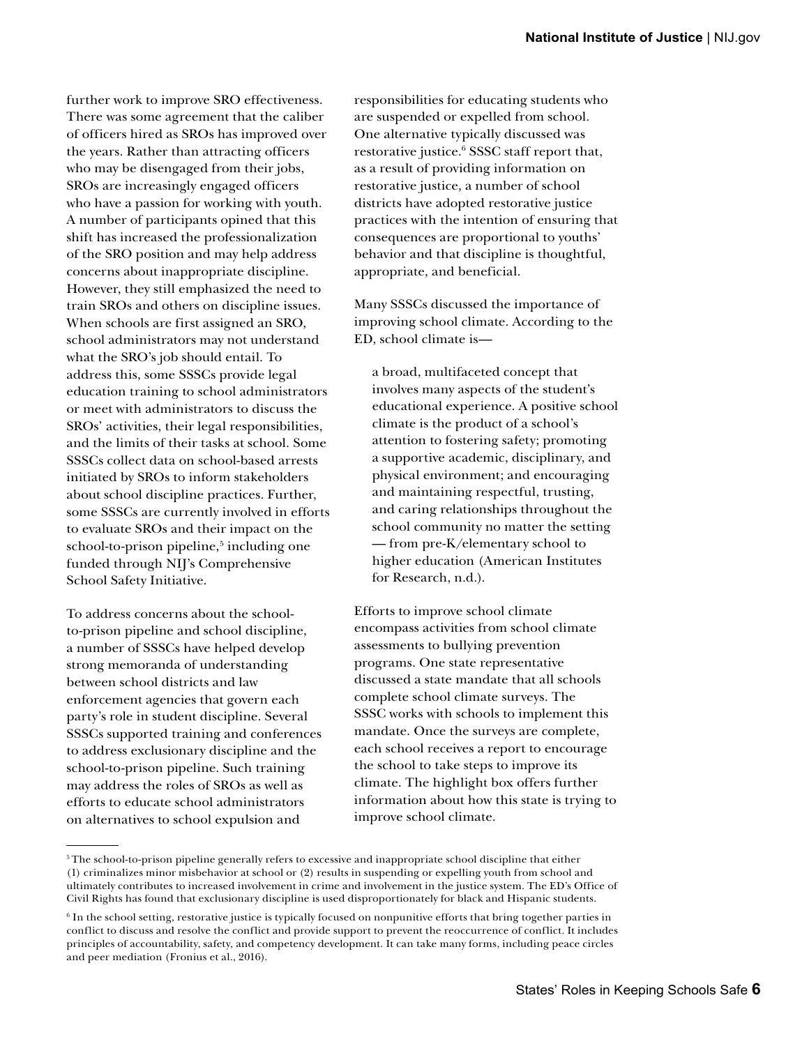further work to improve SRO effectiveness. There was some agreement that the caliber of officers hired as SROs has improved over the years. Rather than attracting officers who may be disengaged from their jobs, SROs are increasingly engaged officers who have a passion for working with youth. A number of participants opined that this shift has increased the professionalization of the SRO position and may help address concerns about inappropriate discipline. However, they still emphasized the need to train SROs and others on discipline issues. When schools are first assigned an SRO, school administrators may not understand what the SRO's job should entail. To address this, some SSSCs provide legal education training to school administrators or meet with administrators to discuss the SROs' activities, their legal responsibilities, and the limits of their tasks at school. Some SSSCs collect data on school-based arrests initiated by SROs to inform stakeholders about school discipline practices. Further, some SSSCs are currently involved in efforts to evaluate SROs and their impact on the school-to-prison pipeline,[5] including one funded through NIJ's Comprehensive School Safety Initiative.

To address concerns about the school-to-prison pipeline and school discipline, a number of SSSCs have helped develop strong memoranda of understanding between school districts and law enforcement agencies that govern each party's role in student discipline. Several SSSCs supported training and conferences to address exclusionary discipline and the school-to-prison pipeline. Such training may address the roles of SROs as well as efforts to educate school administrators on alternatives to school expulsion and responsibilities for educating students who are suspended or expelled from school. One alternative typically discussed was restorative justice.[6] SSSC staff report that, as a result of providing information on restorative justice, a number of school districts have adopted restorative justice practices with the intention of ensuring that consequences are proportional to youths' behavior and that discipline is thoughtful, appropriate, and beneficial.

Many SSSCs discussed the importance of improving school climate. According to the ED, school climate is—

> a broad, multifaceted concept that involves many aspects of the student's educational experience. A positive school climate is the product of a school's attention to fostering safety; promoting a supportive academic, disciplinary, and physical environment; and encouraging and maintaining respectful, trusting, and caring relationships throughout the school community no matter the setting — from pre-K/elementary school to higher education (American Institutes for Research, n.d.).

Efforts to improve school climate encompass activities from school climate assessments to bullying prevention programs. One state representative discussed a state mandate that all schools complete school climate surveys. The SSSC works with schools to implement this mandate. Once the surveys are complete, each school receives a report to encourage the school to take steps to improve its climate. The highlight box offers further information about how this state is trying to improve school climate.

---

[5] The school-to-prison pipeline generally refers to excessive and inappropriate school discipline that either (1) criminalizes minor misbehavior at school or (2) results in suspending or expelling youth from school and ultimately contributes to increased involvement in crime and involvement in the justice system. The ED's Office of Civil Rights has found that exclusionary discipline is used disproportionately for black and Hispanic students.

[6] In the school setting, restorative justice is typically focused on nonpunitive efforts that bring together parties in conflict to discuss and resolve the conflict and provide support to prevent the reoccurrence of conflict. It includes principles of accountability, safety, and competency development. It can take many forms, including peace circles and peer mediation (Fronius et al., 2016).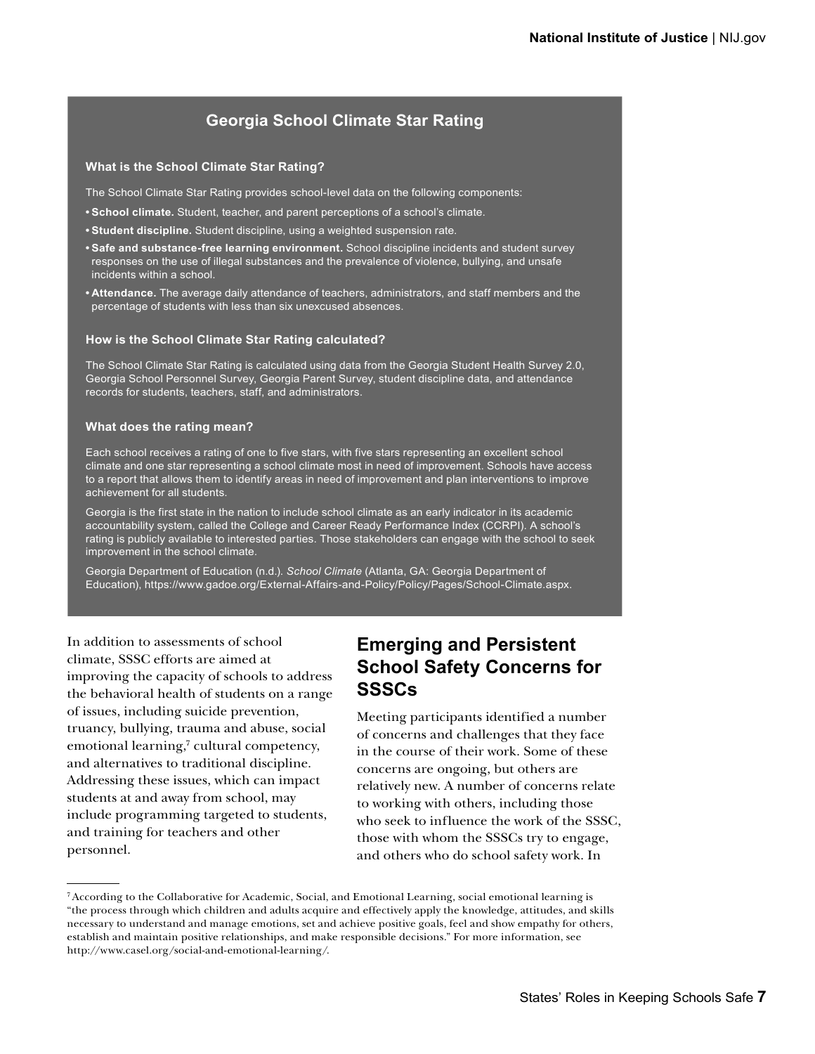## Georgia School Climate Star Rating

**What is the School Climate Star Rating?**

The School Climate Star Rating provides school-level data on the following components:

- **School climate.** Student, teacher, and parent perceptions of a school's climate.
- **Student discipline.** Student discipline, using a weighted suspension rate.
- **Safe and substance-free learning environment.** School discipline incidents and student survey responses on the use of illegal substances and the prevalence of violence, bullying, and unsafe incidents within a school.
- **Attendance.** The average daily attendance of teachers, administrators, and staff members and the percentage of students with less than six unexcused absences.

**How is the School Climate Star Rating calculated?**

The School Climate Star Rating is calculated using data from the Georgia Student Health Survey 2.0, Georgia School Personnel Survey, Georgia Parent Survey, student discipline data, and attendance records for students, teachers, staff, and administrators.

**What does the rating mean?**

Each school receives a rating of one to five stars, with five stars representing an excellent school climate and one star representing a school climate most in need of improvement. Schools have access to a report that allows them to identify areas in need of improvement and plan interventions to improve achievement for all students.

Georgia is the first state in the nation to include school climate as an early indicator in its academic accountability system, called the College and Career Ready Performance Index (CCRPI). A school's rating is publicly available to interested parties. Those stakeholders can engage with the school to seek improvement in the school climate.

Georgia Department of Education (n.d.). *School Climate* (Atlanta, GA: Georgia Department of Education), https://www.gadoe.org/External-Affairs-and-Policy/Policy/Pages/School-Climate.aspx.

In addition to assessments of school climate, SSSC efforts are aimed at improving the capacity of schools to address the behavioral health of students on a range of issues, including suicide prevention, truancy, bullying, trauma and abuse, social emotional learning,[7] cultural competency, and alternatives to traditional discipline. Addressing these issues, which can impact students at and away from school, may include programming targeted to students, and training for teachers and other personnel.

## Emerging and Persistent School Safety Concerns for SSSCs

Meeting participants identified a number of concerns and challenges that they face in the course of their work. Some of these concerns are ongoing, but others are relatively new. A number of concerns relate to working with others, including those who seek to influence the work of the SSSC, those with whom the SSSCs try to engage, and others who do school safety work. In

[7] According to the Collaborative for Academic, Social, and Emotional Learning, social emotional learning is "the process through which children and adults acquire and effectively apply the knowledge, attitudes, and skills necessary to understand and manage emotions, set and achieve positive goals, feel and show empathy for others, establish and maintain positive relationships, and make responsible decisions." For more information, see http://www.casel.org/social-and-emotional-learning/.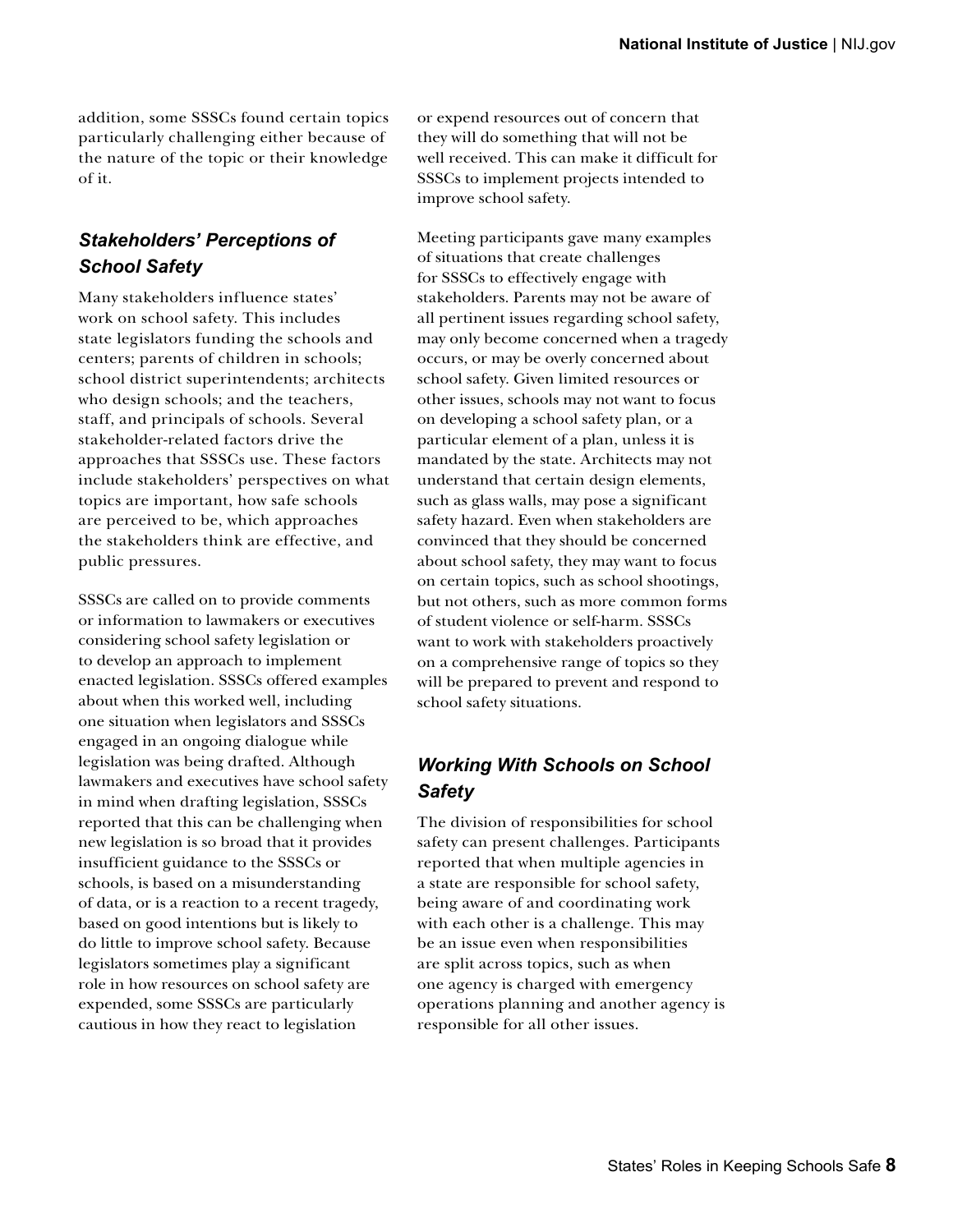addition, some SSSCs found certain topics particularly challenging either because of the nature of the topic or their knowledge of it.

### *Stakeholders' Perceptions of School Safety*

Many stakeholders influence states' work on school safety. This includes state legislators funding the schools and centers; parents of children in schools; school district superintendents; architects who design schools; and the teachers, staff, and principals of schools. Several stakeholder-related factors drive the approaches that SSSCs use. These factors include stakeholders' perspectives on what topics are important, how safe schools are perceived to be, which approaches the stakeholders think are effective, and public pressures.

SSSCs are called on to provide comments or information to lawmakers or executives considering school safety legislation or to develop an approach to implement enacted legislation. SSSCs offered examples about when this worked well, including one situation when legislators and SSSCs engaged in an ongoing dialogue while legislation was being drafted. Although lawmakers and executives have school safety in mind when drafting legislation, SSSCs reported that this can be challenging when new legislation is so broad that it provides insufficient guidance to the SSSCs or schools, is based on a misunderstanding of data, or is a reaction to a recent tragedy, based on good intentions but is likely to do little to improve school safety. Because legislators sometimes play a significant role in how resources on school safety are expended, some SSSCs are particularly cautious in how they react to legislation or expend resources out of concern that they will do something that will not be well received. This can make it difficult for SSSCs to implement projects intended to improve school safety.

Meeting participants gave many examples of situations that create challenges for SSSCs to effectively engage with stakeholders. Parents may not be aware of all pertinent issues regarding school safety, may only become concerned when a tragedy occurs, or may be overly concerned about school safety. Given limited resources or other issues, schools may not want to focus on developing a school safety plan, or a particular element of a plan, unless it is mandated by the state. Architects may not understand that certain design elements, such as glass walls, may pose a significant safety hazard. Even when stakeholders are convinced that they should be concerned about school safety, they may want to focus on certain topics, such as school shootings, but not others, such as more common forms of student violence or self-harm. SSSCs want to work with stakeholders proactively on a comprehensive range of topics so they will be prepared to prevent and respond to school safety situations.

### *Working With Schools on School Safety*

The division of responsibilities for school safety can present challenges. Participants reported that when multiple agencies in a state are responsible for school safety, being aware of and coordinating work with each other is a challenge. This may be an issue even when responsibilities are split across topics, such as when one agency is charged with emergency operations planning and another agency is responsible for all other issues.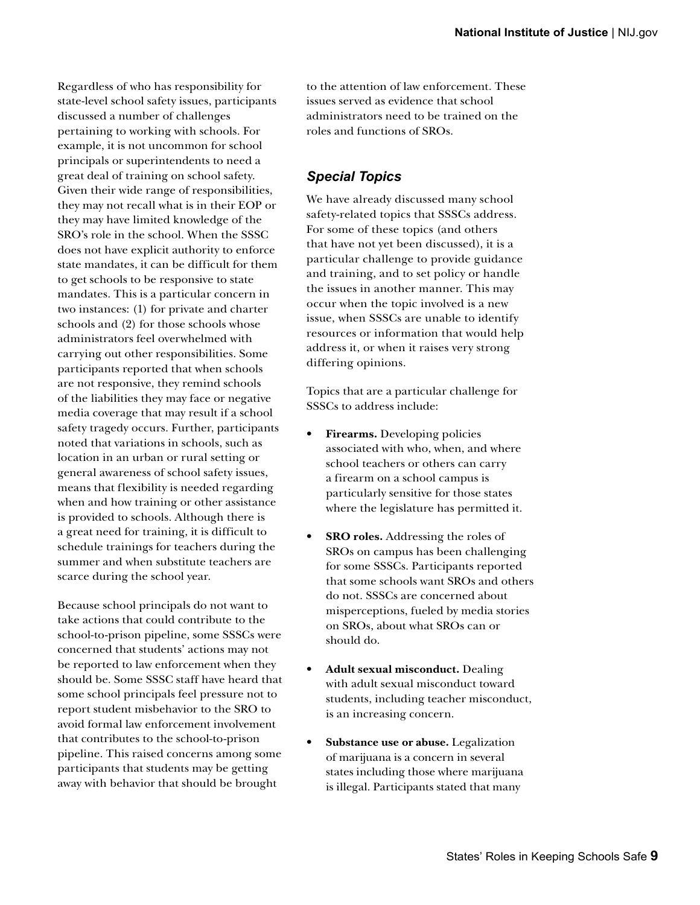Regardless of who has responsibility for state-level school safety issues, participants discussed a number of challenges pertaining to working with schools. For example, it is not uncommon for school principals or superintendents to need a great deal of training on school safety. Given their wide range of responsibilities, they may not recall what is in their EOP or they may have limited knowledge of the SRO's role in the school. When the SSSC does not have explicit authority to enforce state mandates, it can be difficult for them to get schools to be responsive to state mandates. This is a particular concern in two instances: (1) for private and charter schools and (2) for those schools whose administrators feel overwhelmed with carrying out other responsibilities. Some participants reported that when schools are not responsive, they remind schools of the liabilities they may face or negative media coverage that may result if a school safety tragedy occurs. Further, participants noted that variations in schools, such as location in an urban or rural setting or general awareness of school safety issues, means that flexibility is needed regarding when and how training or other assistance is provided to schools. Although there is a great need for training, it is difficult to schedule trainings for teachers during the summer and when substitute teachers are scarce during the school year.

Because school principals do not want to take actions that could contribute to the school-to-prison pipeline, some SSSCs were concerned that students' actions may not be reported to law enforcement when they should be. Some SSSC staff have heard that some school principals feel pressure not to report student misbehavior to the SRO to avoid formal law enforcement involvement that contributes to the school-to-prison pipeline. This raised concerns among some participants that students may be getting away with behavior that should be brought to the attention of law enforcement. These issues served as evidence that school administrators need to be trained on the roles and functions of SROs.

### *Special Topics*

We have already discussed many school safety-related topics that SSSCs address. For some of these topics (and others that have not yet been discussed), it is a particular challenge to provide guidance and training, and to set policy or handle the issues in another manner. This may occur when the topic involved is a new issue, when SSSCs are unable to identify resources or information that would help address it, or when it raises very strong differing opinions.

Topics that are a particular challenge for SSSCs to address include:

- **Firearms.** Developing policies associated with who, when, and where school teachers or others can carry a firearm on a school campus is particularly sensitive for those states where the legislature has permitted it.
- **SRO roles.** Addressing the roles of SROs on campus has been challenging for some SSSCs. Participants reported that some schools want SROs and others do not. SSSCs are concerned about misperceptions, fueled by media stories on SROs, about what SROs can or should do.
- **Adult sexual misconduct.** Dealing with adult sexual misconduct toward students, including teacher misconduct, is an increasing concern.
- **Substance use or abuse.** Legalization of marijuana is a concern in several states including those where marijuana is illegal. Participants stated that many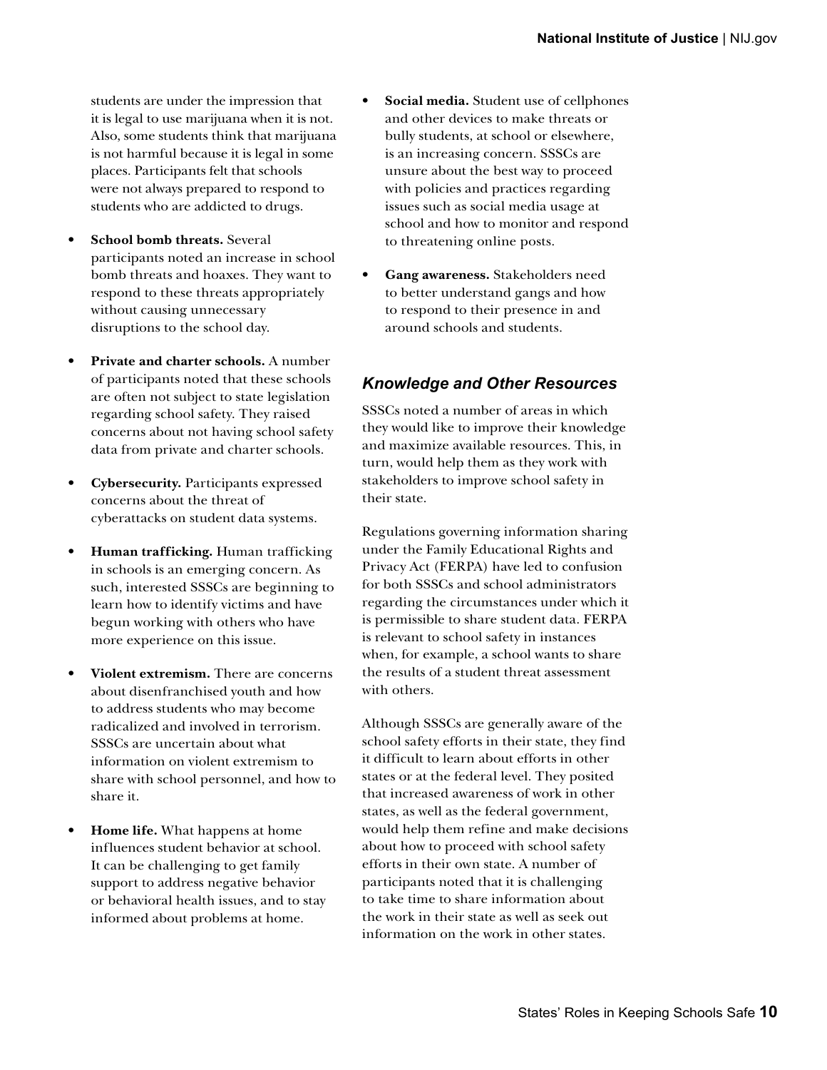students are under the impression that it is legal to use marijuana when it is not. Also, some students think that marijuana is not harmful because it is legal in some places. Participants felt that schools were not always prepared to respond to students who are addicted to drugs.

- **School bomb threats.** Several participants noted an increase in school bomb threats and hoaxes. They want to respond to these threats appropriately without causing unnecessary disruptions to the school day.

- **Private and charter schools.** A number of participants noted that these schools are often not subject to state legislation regarding school safety. They raised concerns about not having school safety data from private and charter schools.

- **Cybersecurity.** Participants expressed concerns about the threat of cyberattacks on student data systems.

- **Human trafficking.** Human trafficking in schools is an emerging concern. As such, interested SSSCs are beginning to learn how to identify victims and have begun working with others who have more experience on this issue.

- **Violent extremism.** There are concerns about disenfranchised youth and how to address students who may become radicalized and involved in terrorism. SSSCs are uncertain about what information on violent extremism to share with school personnel, and how to share it.

- **Home life.** What happens at home influences student behavior at school. It can be challenging to get family support to address negative behavior or behavioral health issues, and to stay informed about problems at home.

- **Social media.** Student use of cellphones and other devices to make threats or bully students, at school or elsewhere, is an increasing concern. SSSCs are unsure about the best way to proceed with policies and practices regarding issues such as social media usage at school and how to monitor and respond to threatening online posts.

- **Gang awareness.** Stakeholders need to better understand gangs and how to respond to their presence in and around schools and students.

### *Knowledge and Other Resources*

SSSCs noted a number of areas in which they would like to improve their knowledge and maximize available resources. This, in turn, would help them as they work with stakeholders to improve school safety in their state.

Regulations governing information sharing under the Family Educational Rights and Privacy Act (FERPA) have led to confusion for both SSSCs and school administrators regarding the circumstances under which it is permissible to share student data. FERPA is relevant to school safety in instances when, for example, a school wants to share the results of a student threat assessment with others.

Although SSSCs are generally aware of the school safety efforts in their state, they find it difficult to learn about efforts in other states or at the federal level. They posited that increased awareness of work in other states, as well as the federal government, would help them refine and make decisions about how to proceed with school safety efforts in their own state. A number of participants noted that it is challenging to take time to share information about the work in their state as well as seek out information on the work in other states.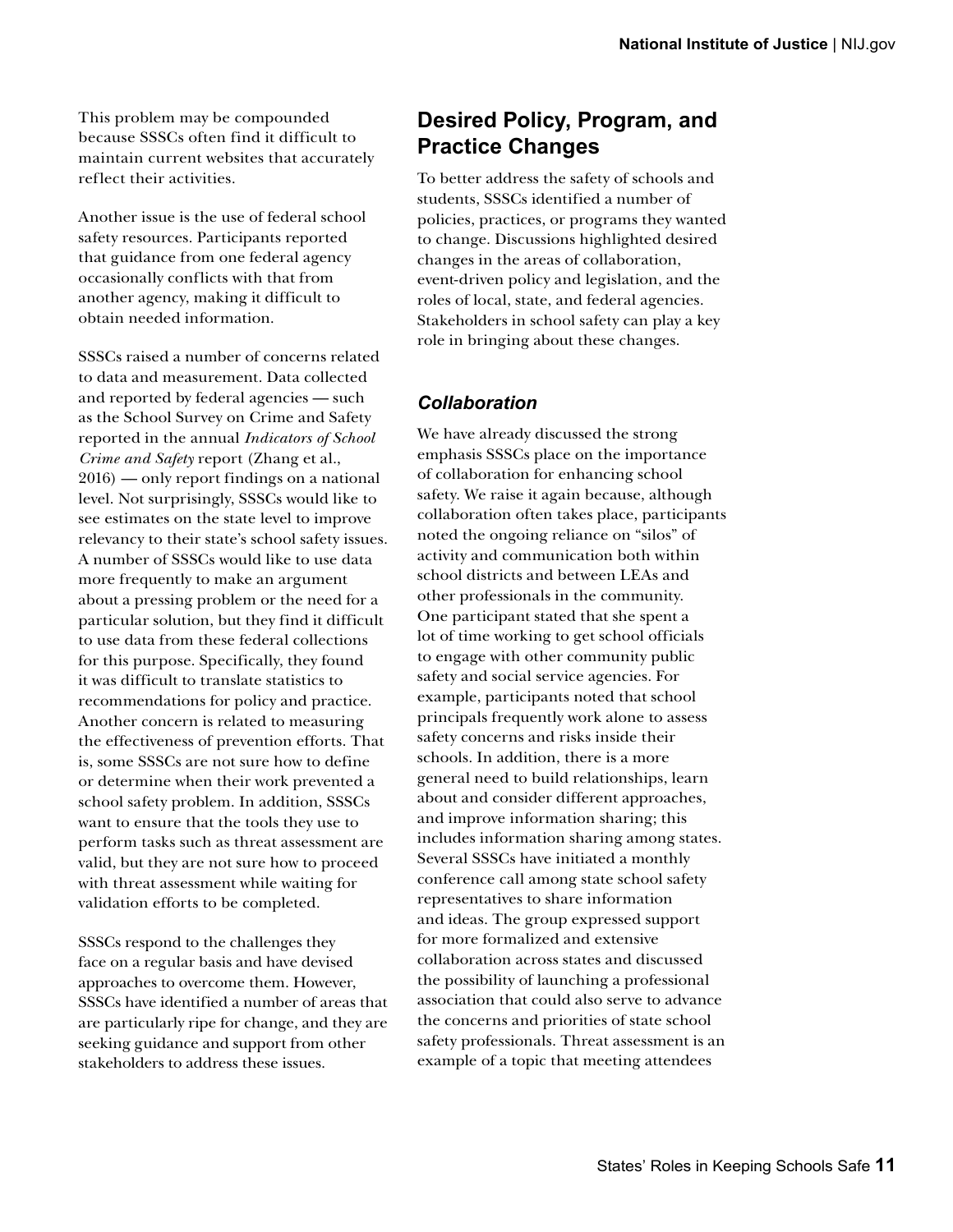This problem may be compounded because SSSCs often find it difficult to maintain current websites that accurately reflect their activities.

Another issue is the use of federal school safety resources. Participants reported that guidance from one federal agency occasionally conflicts with that from another agency, making it difficult to obtain needed information.

SSSCs raised a number of concerns related to data and measurement. Data collected and reported by federal agencies — such as the School Survey on Crime and Safety reported in the annual *Indicators of School Crime and Safety* report (Zhang et al., 2016) — only report findings on a national level. Not surprisingly, SSSCs would like to see estimates on the state level to improve relevancy to their state's school safety issues. A number of SSSCs would like to use data more frequently to make an argument about a pressing problem or the need for a particular solution, but they find it difficult to use data from these federal collections for this purpose. Specifically, they found it was difficult to translate statistics to recommendations for policy and practice. Another concern is related to measuring the effectiveness of prevention efforts. That is, some SSSCs are not sure how to define or determine when their work prevented a school safety problem. In addition, SSSCs want to ensure that the tools they use to perform tasks such as threat assessment are valid, but they are not sure how to proceed with threat assessment while waiting for validation efforts to be completed.

SSSCs respond to the challenges they face on a regular basis and have devised approaches to overcome them. However, SSSCs have identified a number of areas that are particularly ripe for change, and they are seeking guidance and support from other stakeholders to address these issues.

## Desired Policy, Program, and Practice Changes

To better address the safety of schools and students, SSSCs identified a number of policies, practices, or programs they wanted to change. Discussions highlighted desired changes in the areas of collaboration, event-driven policy and legislation, and the roles of local, state, and federal agencies. Stakeholders in school safety can play a key role in bringing about these changes.

### *Collaboration*

We have already discussed the strong emphasis SSSCs place on the importance of collaboration for enhancing school safety. We raise it again because, although collaboration often takes place, participants noted the ongoing reliance on "silos" of activity and communication both within school districts and between LEAs and other professionals in the community. One participant stated that she spent a lot of time working to get school officials to engage with other community public safety and social service agencies. For example, participants noted that school principals frequently work alone to assess safety concerns and risks inside their schools. In addition, there is a more general need to build relationships, learn about and consider different approaches, and improve information sharing; this includes information sharing among states. Several SSSCs have initiated a monthly conference call among state school safety representatives to share information and ideas. The group expressed support for more formalized and extensive collaboration across states and discussed the possibility of launching a professional association that could also serve to advance the concerns and priorities of state school safety professionals. Threat assessment is an example of a topic that meeting attendees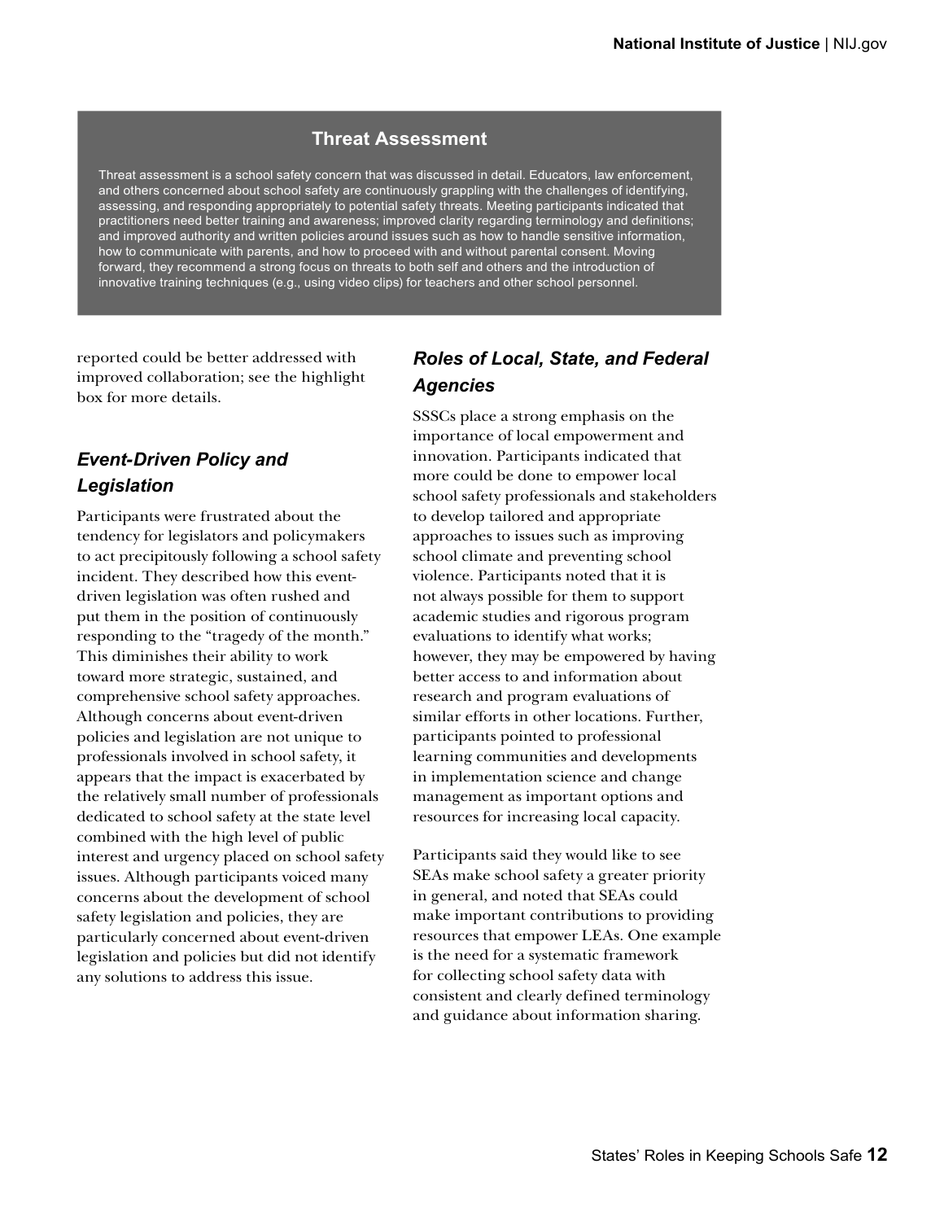## Threat Assessment

Threat assessment is a school safety concern that was discussed in detail. Educators, law enforcement, and others concerned about school safety are continuously grappling with the challenges of identifying, assessing, and responding appropriately to potential safety threats. Meeting participants indicated that practitioners need better training and awareness; improved clarity regarding terminology and definitions; and improved authority and written policies around issues such as how to handle sensitive information, how to communicate with parents, and how to proceed with and without parental consent. Moving forward, they recommend a strong focus on threats to both self and others and the introduction of innovative training techniques (e.g., using video clips) for teachers and other school personnel.

reported could be better addressed with improved collaboration; see the highlight box for more details.

### *Event-Driven Policy and Legislation*

Participants were frustrated about the tendency for legislators and policymakers to act precipitously following a school safety incident. They described how this event-driven legislation was often rushed and put them in the position of continuously responding to the "tragedy of the month." This diminishes their ability to work toward more strategic, sustained, and comprehensive school safety approaches. Although concerns about event-driven policies and legislation are not unique to professionals involved in school safety, it appears that the impact is exacerbated by the relatively small number of professionals dedicated to school safety at the state level combined with the high level of public interest and urgency placed on school safety issues. Although participants voiced many concerns about the development of school safety legislation and policies, they are particularly concerned about event-driven legislation and policies but did not identify any solutions to address this issue.

### *Roles of Local, State, and Federal Agencies*

SSSCs place a strong emphasis on the importance of local empowerment and innovation. Participants indicated that more could be done to empower local school safety professionals and stakeholders to develop tailored and appropriate approaches to issues such as improving school climate and preventing school violence. Participants noted that it is not always possible for them to support academic studies and rigorous program evaluations to identify what works; however, they may be empowered by having better access to and information about research and program evaluations of similar efforts in other locations. Further, participants pointed to professional learning communities and developments in implementation science and change management as important options and resources for increasing local capacity.

Participants said they would like to see SEAs make school safety a greater priority in general, and noted that SEAs could make important contributions to providing resources that empower LEAs. One example is the need for a systematic framework for collecting school safety data with consistent and clearly defined terminology and guidance about information sharing.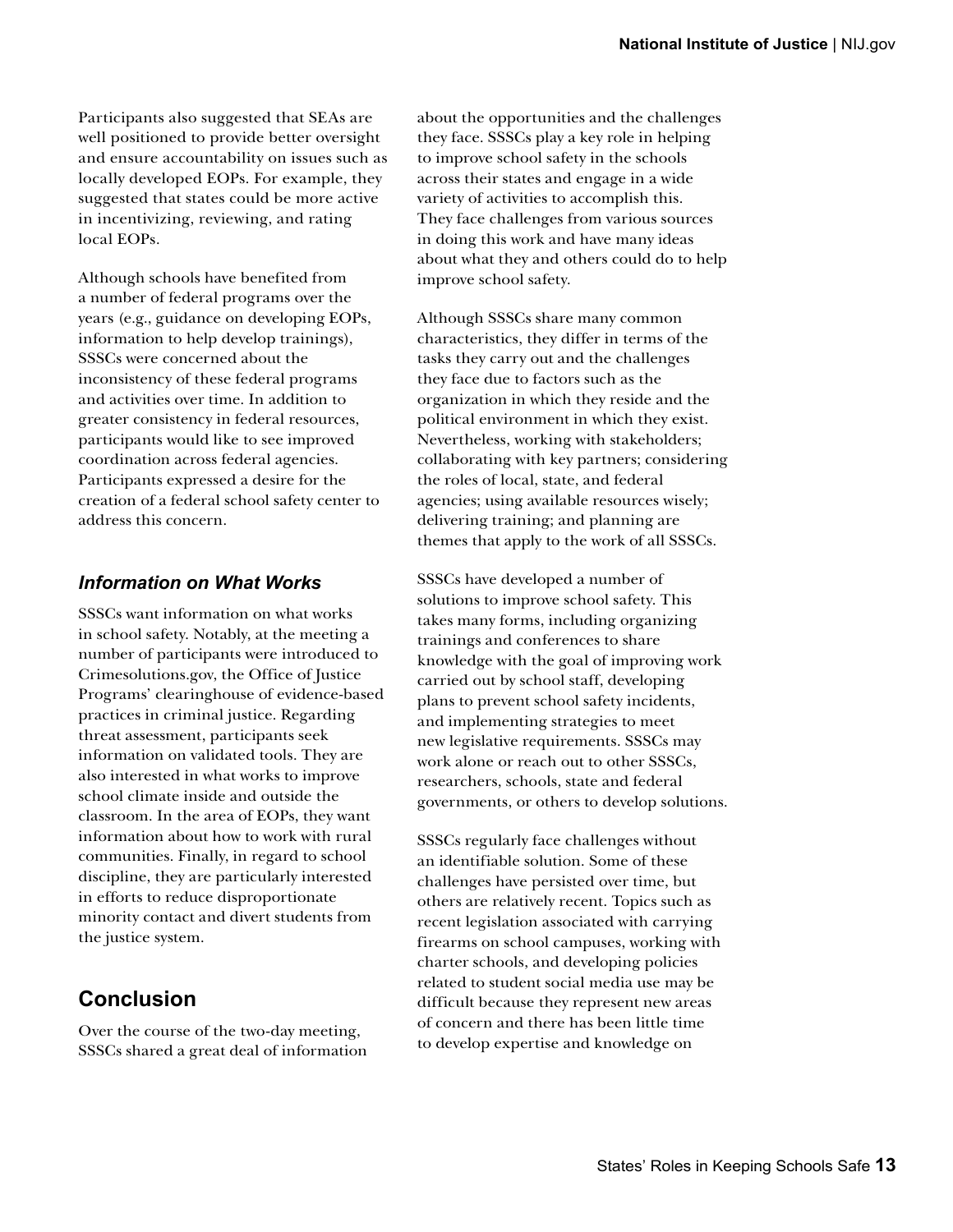Participants also suggested that SEAs are well positioned to provide better oversight and ensure accountability on issues such as locally developed EOPs. For example, they suggested that states could be more active in incentivizing, reviewing, and rating local EOPs.

Although schools have benefited from a number of federal programs over the years (e.g., guidance on developing EOPs, information to help develop trainings), SSSCs were concerned about the inconsistency of these federal programs and activities over time. In addition to greater consistency in federal resources, participants would like to see improved coordination across federal agencies. Participants expressed a desire for the creation of a federal school safety center to address this concern.

### *Information on What Works*

SSSCs want information on what works in school safety. Notably, at the meeting a number of participants were introduced to Crimesolutions.gov, the Office of Justice Programs' clearinghouse of evidence-based practices in criminal justice. Regarding threat assessment, participants seek information on validated tools. They are also interested in what works to improve school climate inside and outside the classroom. In the area of EOPs, they want information about how to work with rural communities. Finally, in regard to school discipline, they are particularly interested in efforts to reduce disproportionate minority contact and divert students from the justice system.

## Conclusion

Over the course of the two-day meeting, SSSCs shared a great deal of information about the opportunities and the challenges they face. SSSCs play a key role in helping to improve school safety in the schools across their states and engage in a wide variety of activities to accomplish this. They face challenges from various sources in doing this work and have many ideas about what they and others could do to help improve school safety.

Although SSSCs share many common characteristics, they differ in terms of the tasks they carry out and the challenges they face due to factors such as the organization in which they reside and the political environment in which they exist. Nevertheless, working with stakeholders; collaborating with key partners; considering the roles of local, state, and federal agencies; using available resources wisely; delivering training; and planning are themes that apply to the work of all SSSCs.

SSSCs have developed a number of solutions to improve school safety. This takes many forms, including organizing trainings and conferences to share knowledge with the goal of improving work carried out by school staff, developing plans to prevent school safety incidents, and implementing strategies to meet new legislative requirements. SSSCs may work alone or reach out to other SSSCs, researchers, schools, state and federal governments, or others to develop solutions.

SSSCs regularly face challenges without an identifiable solution. Some of these challenges have persisted over time, but others are relatively recent. Topics such as recent legislation associated with carrying firearms on school campuses, working with charter schools, and developing policies related to student social media use may be difficult because they represent new areas of concern and there has been little time to develop expertise and knowledge on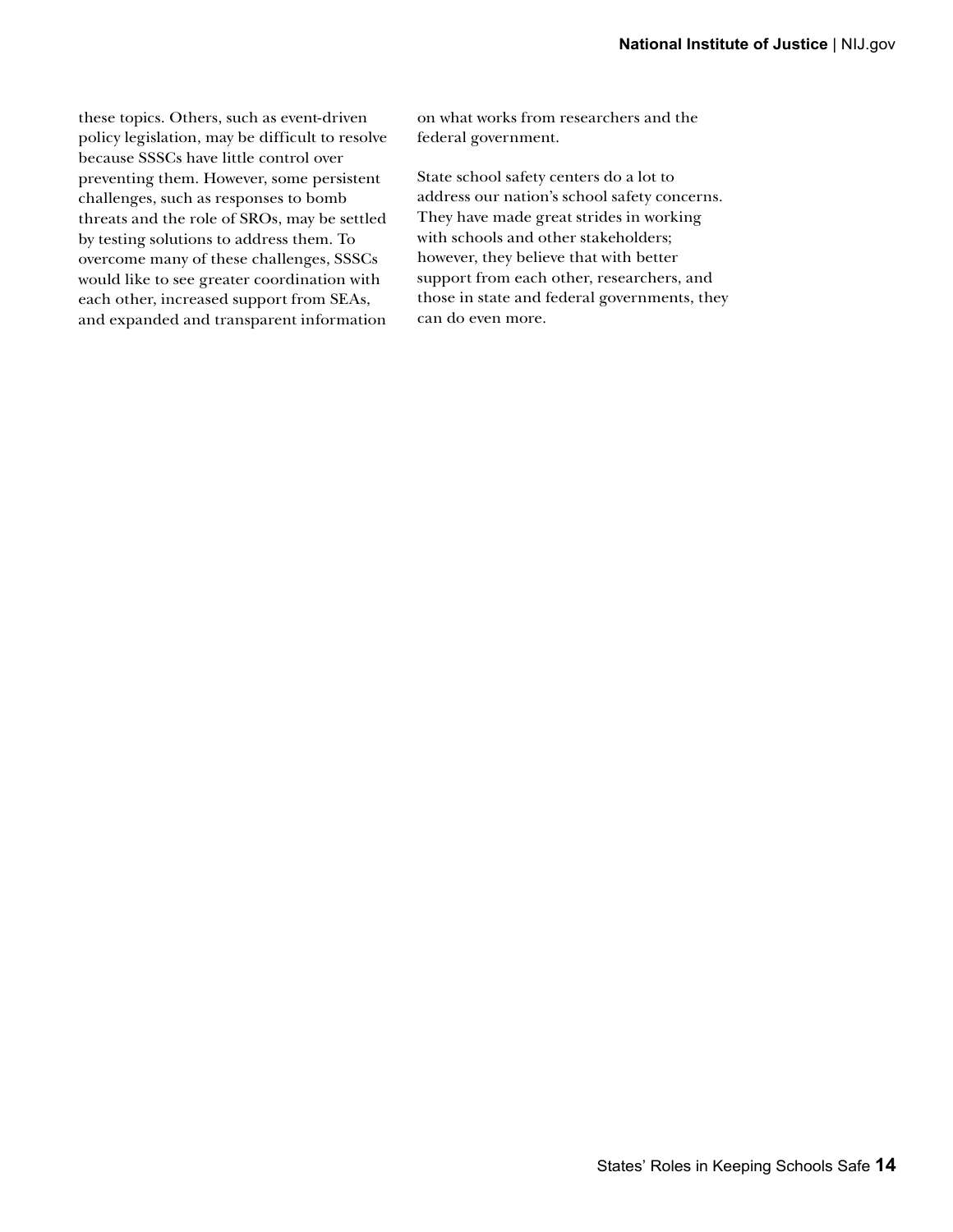these topics. Others, such as event-driven policy legislation, may be difficult to resolve because SSSCs have little control over preventing them. However, some persistent challenges, such as responses to bomb threats and the role of SROs, may be settled by testing solutions to address them. To overcome many of these challenges, SSSCs would like to see greater coordination with each other, increased support from SEAs, and expanded and transparent information on what works from researchers and the federal government.

State school safety centers do a lot to address our nation's school safety concerns. They have made great strides in working with schools and other stakeholders; however, they believe that with better support from each other, researchers, and those in state and federal governments, they can do even more.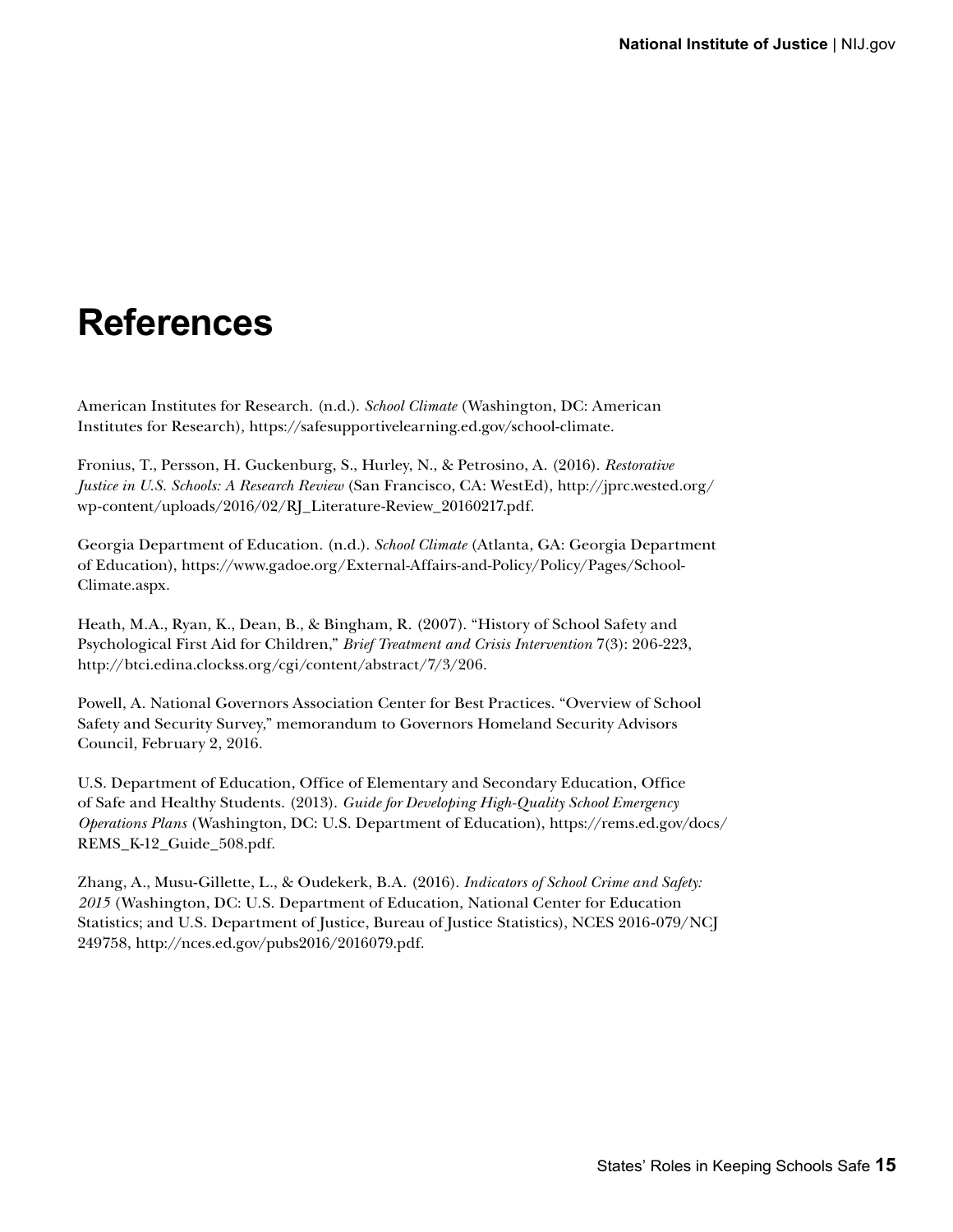# References

American Institutes for Research. (n.d.). *School Climate* (Washington, DC: American Institutes for Research), https://safesupportivelearning.ed.gov/school-climate.

Fronius, T., Persson, H. Guckenburg, S., Hurley, N., & Petrosino, A. (2016). *Restorative Justice in U.S. Schools: A Research Review* (San Francisco, CA: WestEd), http://jprc.wested.org/wp-content/uploads/2016/02/RJ_Literature-Review_20160217.pdf.

Georgia Department of Education. (n.d.). *School Climate* (Atlanta, GA: Georgia Department of Education), https://www.gadoe.org/External-Affairs-and-Policy/Policy/Pages/School-Climate.aspx.

Heath, M.A., Ryan, K., Dean, B., & Bingham, R. (2007). "History of School Safety and Psychological First Aid for Children," *Brief Treatment and Crisis Intervention* 7(3): 206-223, http://btci.edina.clockss.org/cgi/content/abstract/7/3/206.

Powell, A. National Governors Association Center for Best Practices. "Overview of School Safety and Security Survey," memorandum to Governors Homeland Security Advisors Council, February 2, 2016.

U.S. Department of Education, Office of Elementary and Secondary Education, Office of Safe and Healthy Students. (2013). *Guide for Developing High-Quality School Emergency Operations Plans* (Washington, DC: U.S. Department of Education), https://rems.ed.gov/docs/REMS_K-12_Guide_508.pdf.

Zhang, A., Musu-Gillette, L., & Oudekerk, B.A. (2016). *Indicators of School Crime and Safety: 2015* (Washington, DC: U.S. Department of Education, National Center for Education Statistics; and U.S. Department of Justice, Bureau of Justice Statistics), NCES 2016-079/NCJ 249758, http://nces.ed.gov/pubs2016/2016079.pdf.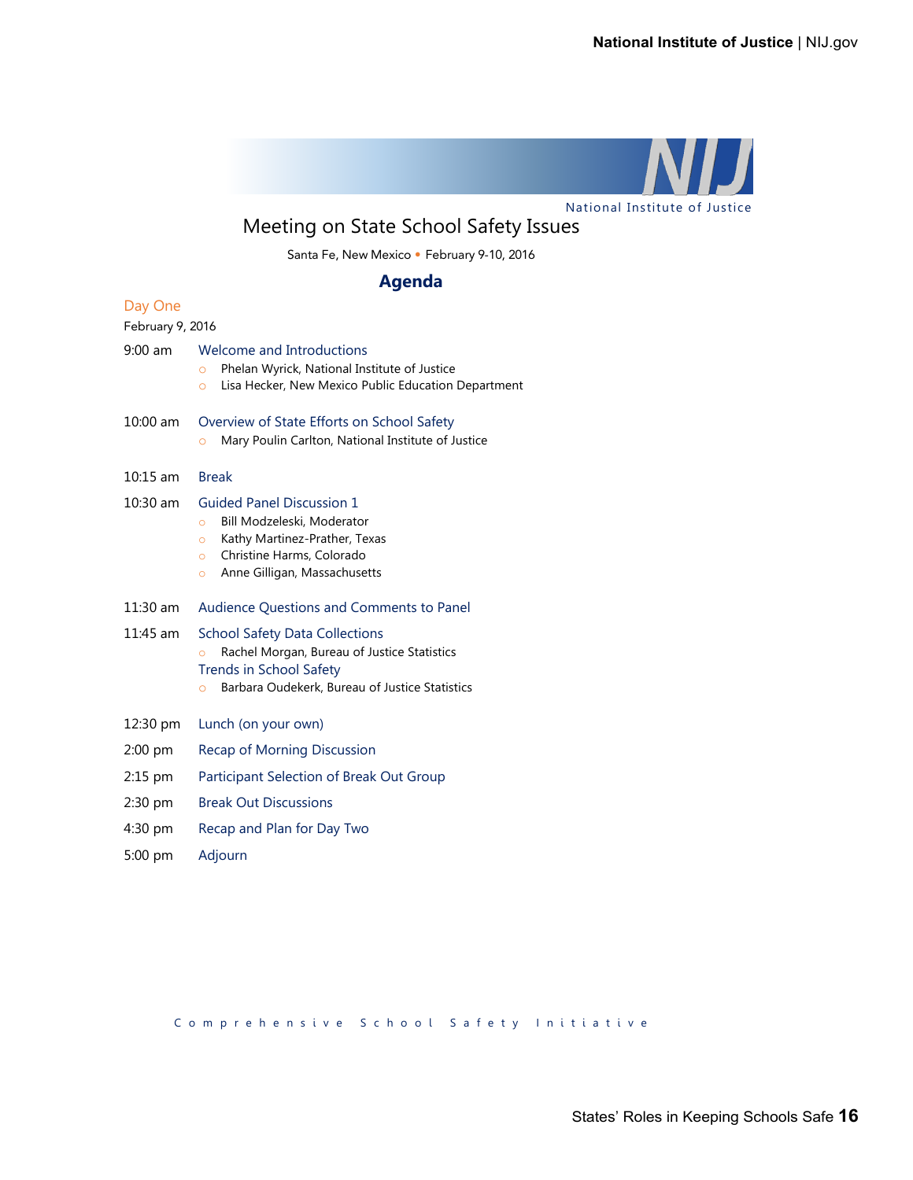National Institute of Justice

# Meeting on State School Safety Issues

Santa Fe, New Mexico • February 9-10, 2016

## Agenda

### Day One

February 9, 2016

9:00 am Welcome and Introductions
- Phelan Wyrick, National Institute of Justice
- Lisa Hecker, New Mexico Public Education Department

10:00 am Overview of State Efforts on School Safety
- Mary Poulin Carlton, National Institute of Justice

10:15 am Break

10:30 am Guided Panel Discussion 1
- Bill Modzeleski, Moderator
- Kathy Martinez-Prather, Texas
- Christine Harms, Colorado
- Anne Gilligan, Massachusetts

11:30 am Audience Questions and Comments to Panel

11:45 am School Safety Data Collections
- Rachel Morgan, Bureau of Justice Statistics

Trends in School Safety
- Barbara Oudekerk, Bureau of Justice Statistics

12:30 pm Lunch (on your own)

2:00 pm Recap of Morning Discussion

2:15 pm Participant Selection of Break Out Group

2:30 pm Break Out Discussions

4:30 pm Recap and Plan for Day Two

5:00 pm Adjourn

Comprehensive School Safety Initiative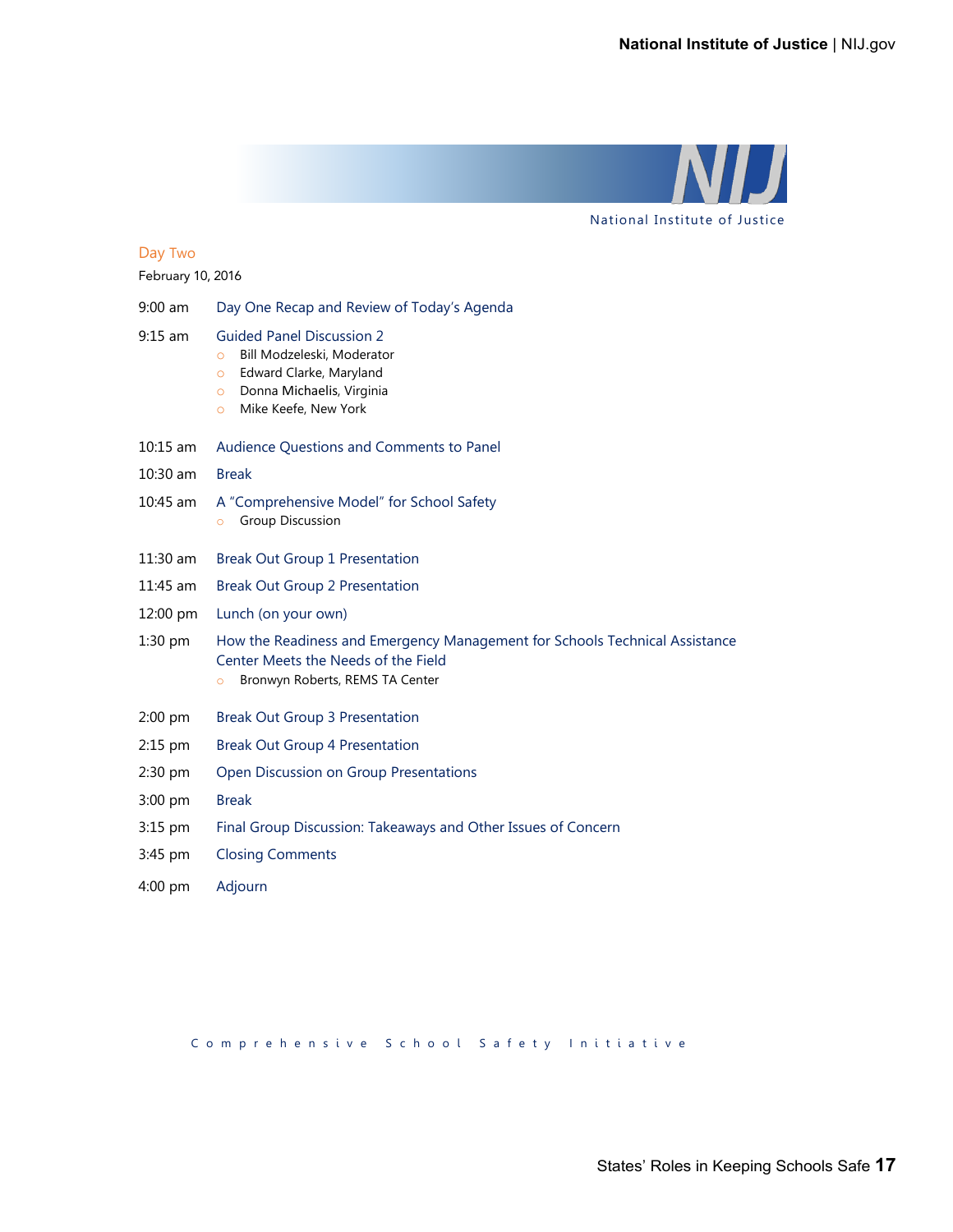National Institute of Justice

## Day Two

February 10, 2016

9:00 am Day One Recap and Review of Today's Agenda

9:15 am Guided Panel Discussion 2
- Bill Modzeleski, Moderator
- Edward Clarke, Maryland
- Donna Michaelis, Virginia
- Mike Keefe, New York

10:15 am Audience Questions and Comments to Panel

10:30 am Break

10:45 am A "Comprehensive Model" for School Safety
- Group Discussion

11:30 am Break Out Group 1 Presentation

11:45 am Break Out Group 2 Presentation

12:00 pm Lunch (on your own)

1:30 pm How the Readiness and Emergency Management for Schools Technical Assistance Center Meets the Needs of the Field
- Bronwyn Roberts, REMS TA Center

2:00 pm Break Out Group 3 Presentation

2:15 pm Break Out Group 4 Presentation

2:30 pm Open Discussion on Group Presentations

3:00 pm Break

3:15 pm Final Group Discussion: Takeaways and Other Issues of Concern

3:45 pm Closing Comments

4:00 pm Adjourn

Comprehensive School Safety Initiative